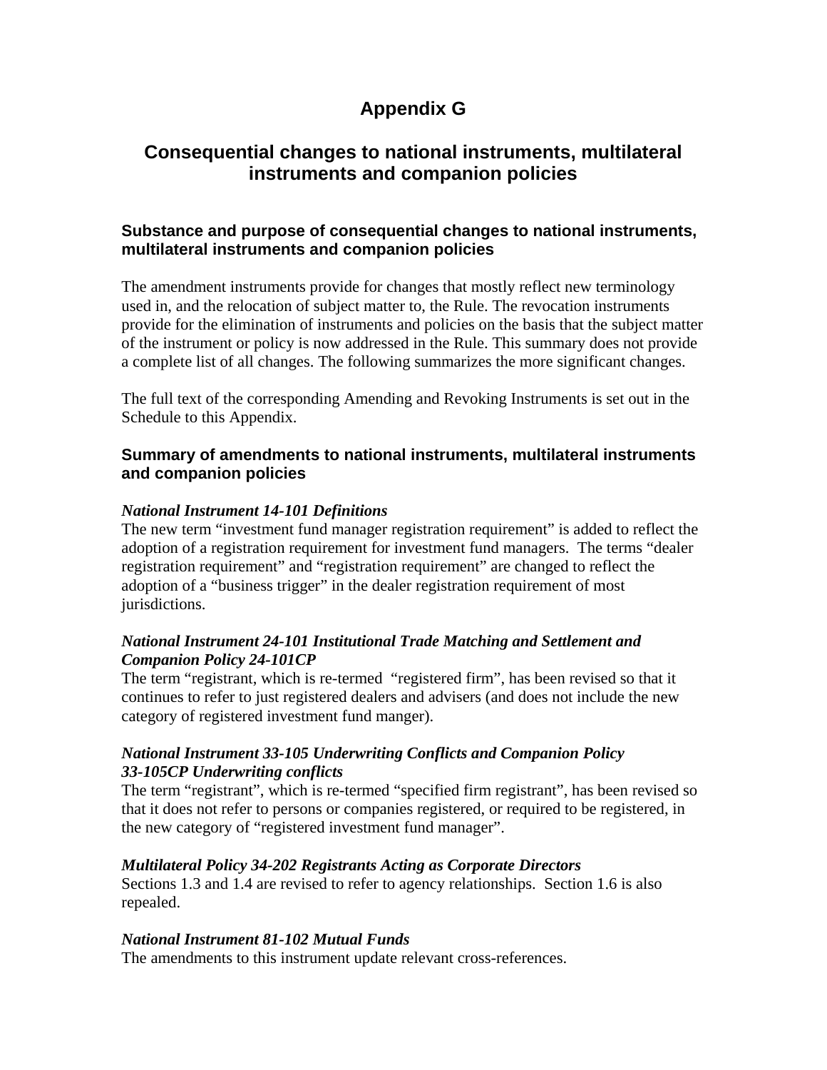# Appendix G

## Consequential changes to national instruments, multilateral instruments and companion policies

### Substance and purpose of consequential changes to national instruments, multilateral instruments and companion policies

The amendment instruments provide for changes that mostly reflect new terminology used in, and the relocation of subject matter to, the Rule. The revocation instruments provide for the elimination of instruments and policies on the basis that the subject matter of the instrument or policy is now addressed in the Rule. This summary does not provide a complete list of all changes. The following summarizes the more significant changes.

The full text of the corresponding Amending and Revoking Instruments is set out in the Schedule to this Appendix.

### Summary of amendments to national instruments, multilateral instruments and companion policies

***National Instrument 14-101 Definitions***
The new term "investment fund manager registration requirement" is added to reflect the adoption of a registration requirement for investment fund managers. The terms "dealer registration requirement" and "registration requirement" are changed to reflect the adoption of a "business trigger" in the dealer registration requirement of most jurisdictions.

***National Instrument 24-101 Institutional Trade Matching and Settlement and Companion Policy 24-101CP***
The term "registrant, which is re-termed "registered firm", has been revised so that it continues to refer to just registered dealers and advisers (and does not include the new category of registered investment fund manger).

***National Instrument 33-105 Underwriting Conflicts and Companion Policy 33-105CP Underwriting conflicts***
The term "registrant", which is re-termed "specified firm registrant", has been revised so that it does not refer to persons or companies registered, or required to be registered, in the new category of "registered investment fund manager".

***Multilateral Policy 34-202 Registrants Acting as Corporate Directors***
Sections 1.3 and 1.4 are revised to refer to agency relationships. Section 1.6 is also repealed.

***National Instrument 81-102 Mutual Funds***
The amendments to this instrument update relevant cross-references.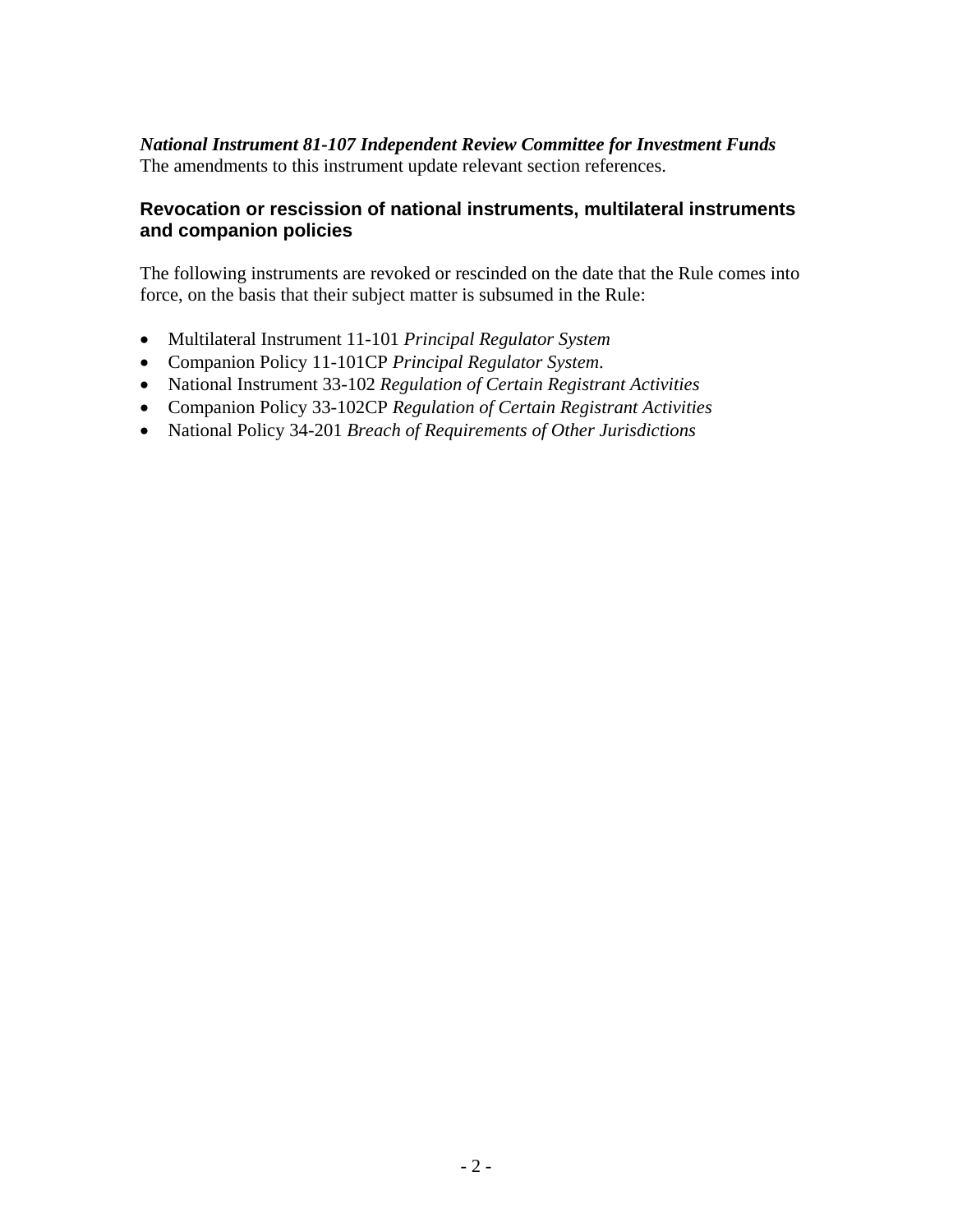***National Instrument 81-107 Independent Review Committee for Investment Funds***
The amendments to this instrument update relevant section references.

## Revocation or rescission of national instruments, multilateral instruments and companion policies

The following instruments are revoked or rescinded on the date that the Rule comes into force, on the basis that their subject matter is subsumed in the Rule:

- Multilateral Instrument 11-101 *Principal Regulator System*
- Companion Policy 11-101CP *Principal Regulator System*.
- National Instrument 33-102 *Regulation of Certain Registrant Activities*
- Companion Policy 33-102CP *Regulation of Certain Registrant Activities*
- National Policy 34-201 *Breach of Requirements of Other Jurisdictions*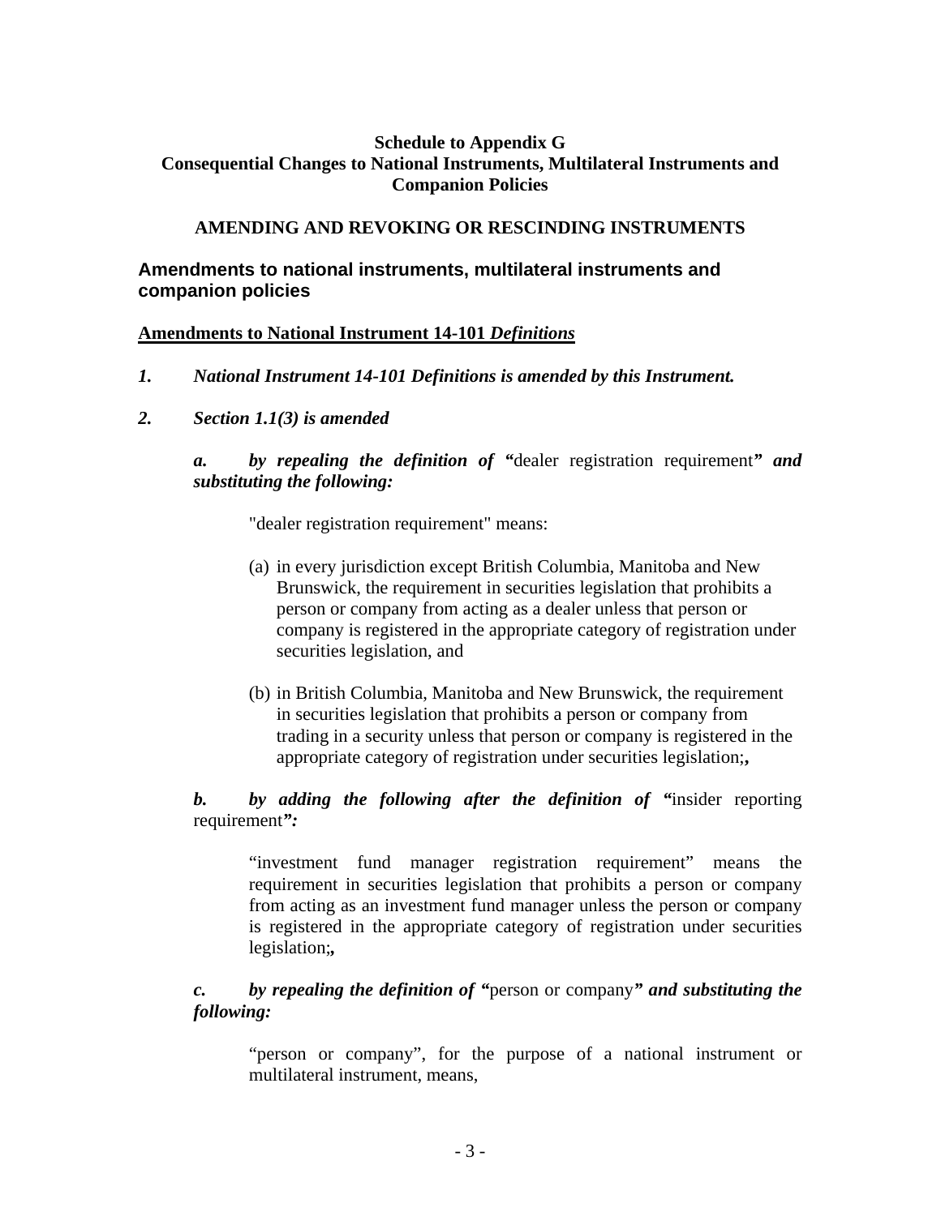**Schedule to Appendix G**
**Consequential Changes to National Instruments, Multilateral Instruments and Companion Policies**

**AMENDING AND REVOKING OR RESCINDING INSTRUMENTS**

## Amendments to national instruments, multilateral instruments and companion policies

**Amendments to National Instrument 14-101 *Definitions***

***1. National Instrument 14-101 Definitions is amended by this Instrument.***

***2. Section 1.1(3) is amended***

***a. by repealing the definition of "***dealer registration requirement***" and substituting the following:***

"dealer registration requirement" means:

(a) in every jurisdiction except British Columbia, Manitoba and New Brunswick, the requirement in securities legislation that prohibits a person or company from acting as a dealer unless that person or company is registered in the appropriate category of registration under securities legislation, and

(b) in British Columbia, Manitoba and New Brunswick, the requirement in securities legislation that prohibits a person or company from trading in a security unless that person or company is registered in the appropriate category of registration under securities legislation;**,**

***b. by adding the following after the definition of "***insider reporting requirement***":***

"investment fund manager registration requirement" means the requirement in securities legislation that prohibits a person or company from acting as an investment fund manager unless the person or company is registered in the appropriate category of registration under securities legislation;***,***

***c. by repealing the definition of "***person or company***" and substituting the following:***

"person or company", for the purpose of a national instrument or multilateral instrument, means,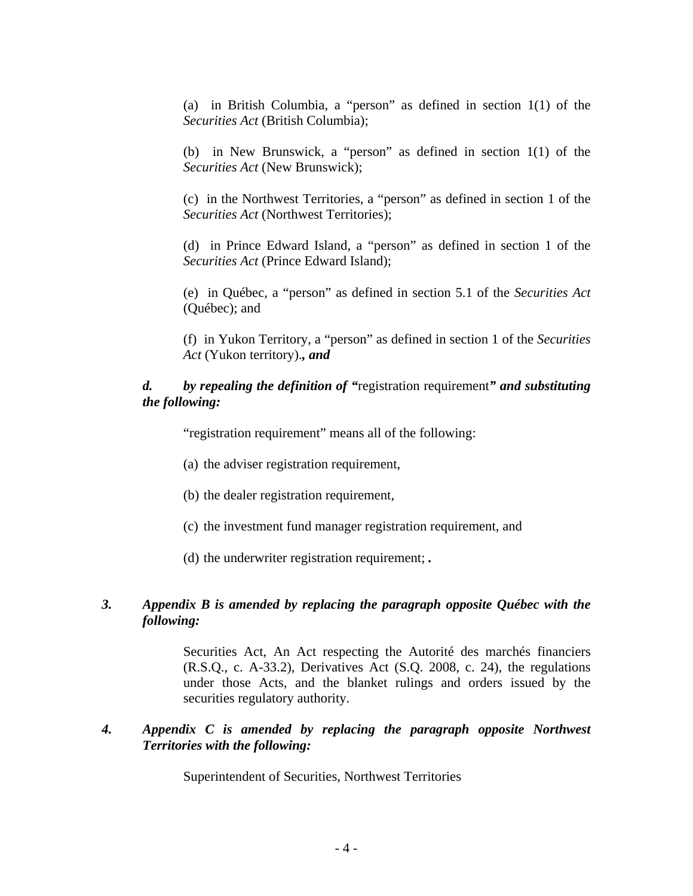(a) in British Columbia, a "person" as defined in section 1(1) of the *Securities Act* (British Columbia);

(b) in New Brunswick, a "person" as defined in section 1(1) of the *Securities Act* (New Brunswick);

(c) in the Northwest Territories, a "person" as defined in section 1 of the *Securities Act* (Northwest Territories);

(d) in Prince Edward Island, a "person" as defined in section 1 of the *Securities Act* (Prince Edward Island);

(e) in Québec, a "person" as defined in section 5.1 of the *Securities Act* (Québec); and

(f) in Yukon Territory, a "person" as defined in section 1 of the *Securities Act* (Yukon territory)***., and***

***d. by repealing the definition of "***registration requirement***" and substituting the following:***

"registration requirement" means all of the following:

(a) the adviser registration requirement,

(b) the dealer registration requirement,

(c) the investment fund manager registration requirement, and

(d) the underwriter registration requirement;***.***

***3. Appendix B is amended by replacing the paragraph opposite Québec with the following:***

Securities Act, An Act respecting the Autorité des marchés financiers (R.S.Q., c. A-33.2), Derivatives Act (S.Q. 2008, c. 24), the regulations under those Acts, and the blanket rulings and orders issued by the securities regulatory authority.

***4. Appendix C is amended by replacing the paragraph opposite Northwest Territories with the following:***

Superintendent of Securities, Northwest Territories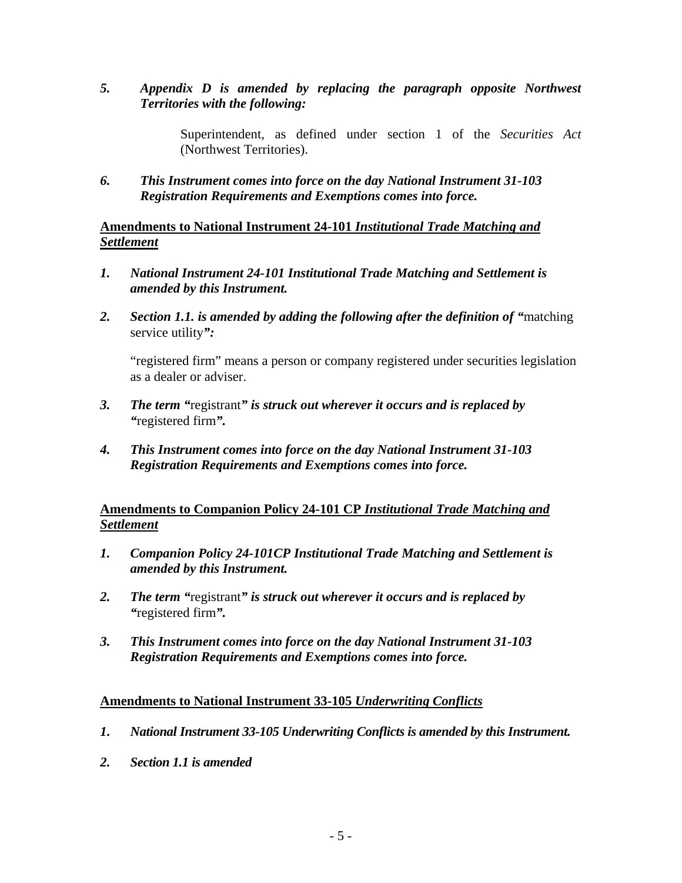*5. Appendix D is amended by replacing the paragraph opposite Northwest Territories with the following:*

> Superintendent, as defined under section 1 of the *Securities Act* (Northwest Territories).

*6. This Instrument comes into force on the day National Instrument 31-103 Registration Requirements and Exemptions comes into force.*

## Amendments to National Instrument 24-101 *Institutional Trade Matching and Settlement*

*1. National Instrument 24-101 Institutional Trade Matching and Settlement is amended by this Instrument.*

*2. Section 1.1. is amended by adding the following after the definition of "*matching service utility*":*

> "registered firm" means a person or company registered under securities legislation as a dealer or adviser.

*3. The term "*registrant*" is struck out wherever it occurs and is replaced by "*registered firm*".*

*4. This Instrument comes into force on the day National Instrument 31-103 Registration Requirements and Exemptions comes into force.*

## Amendments to Companion Policy 24-101 CP *Institutional Trade Matching and Settlement*

*1. Companion Policy 24-101CP Institutional Trade Matching and Settlement is amended by this Instrument.*

*2. The term "*registrant*" is struck out wherever it occurs and is replaced by "*registered firm*".*

*3. This Instrument comes into force on the day National Instrument 31-103 Registration Requirements and Exemptions comes into force.*

## Amendments to National Instrument 33-105 *Underwriting Conflicts*

*1. National Instrument 33-105 Underwriting Conflicts is amended by this Instrument.*

*2. Section 1.1 is amended*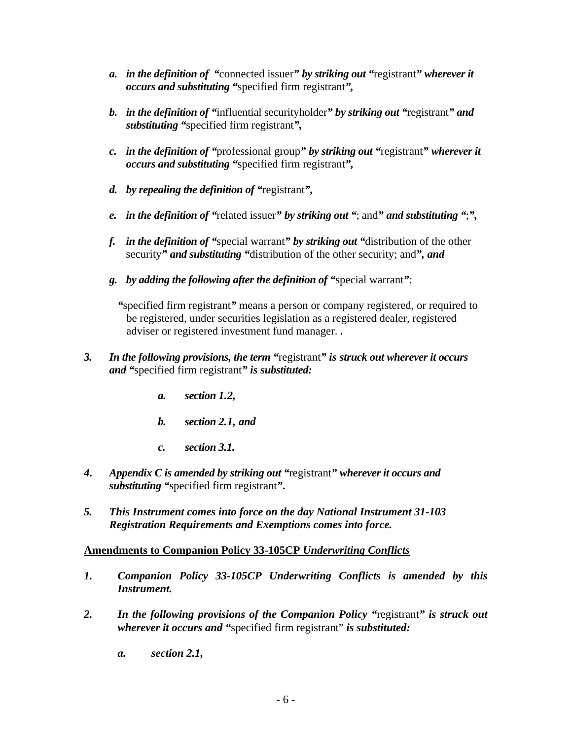a. ***in the definition of*** ***"***connected issuer***" by striking out "***registrant***" wherever it occurs and substituting "***specified firm registrant***",***

b. ***in the definition of "***influential securityholder***" by striking out "***registrant***" and substituting "***specified firm registrant***",***

c. ***in the definition of "***professional group***" by striking out "***registrant***" wherever it occurs and substituting "***specified firm registrant***",***

d. ***by repealing the definition of "***registrant***",***

e. ***in the definition of "***related issuer***" by striking out "***; and***" and substituting "***;***",***

f. ***in the definition of "***special warrant***" by striking out "***distribution of the other security***" and substituting "***distribution of the other security; and***", and***

g. ***by adding the following after the definition of "***special warrant***"***:

"specified firm registrant" means a person or company registered, or required to be registered, under securities legislation as a registered dealer, registered adviser or registered investment fund manager. **.**

3. ***In the following provisions, the term "***registrant***" is struck out wherever it occurs and "***specified firm registrant***" is substituted:***

   a. ***section 1.2,***

   b. ***section 2.1, and***

   c. ***section 3.1.***

4. ***Appendix C is amended by striking out "***registrant***" wherever it occurs and substituting "***specified firm registrant***".***

5. ***This Instrument comes into force on the day National Instrument 31-103 Registration Requirements and Exemptions comes into force.***

**<u>Amendments to Companion Policy 33-105CP *Underwriting Conflicts*</u>**

1. ***Companion Policy 33-105CP Underwriting Conflicts is amended by this Instrument.***

2. ***In the following provisions of the Companion Policy "***registrant***" is struck out wherever it occurs and "***specified firm registrant" ***is substituted:***

   a. ***section 2.1,***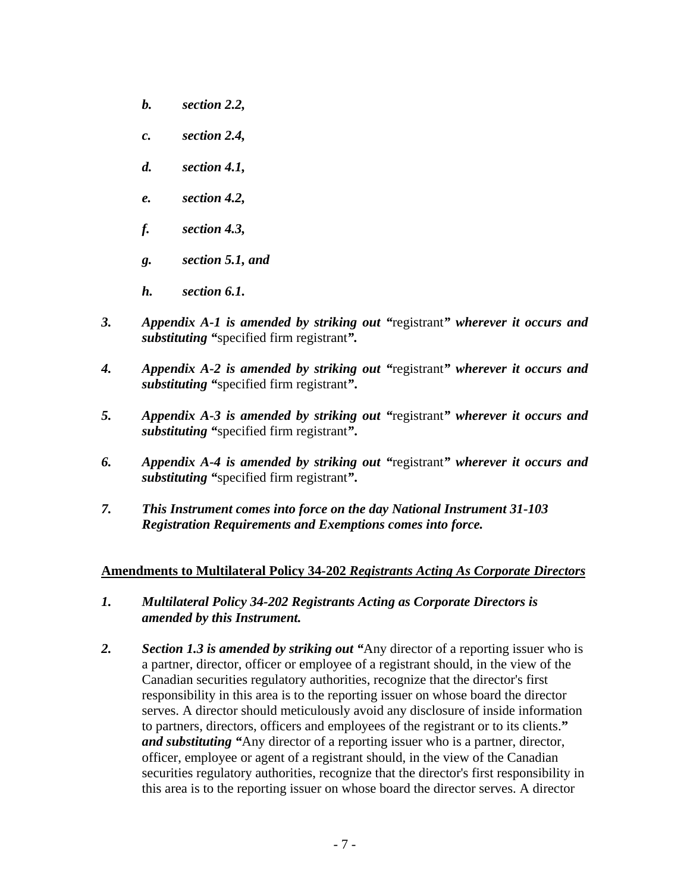*b. section 2.2,*

*c. section 2.4,*

*d. section 4.1,*

*e. section 4.2,*

*f. section 4.3,*

*g. section 5.1, and*

*h. section 6.1.*

***3. Appendix A-1 is amended by striking out "***registrant***" wherever it occurs and substituting "***specified firm registrant***".***

***4. Appendix A-2 is amended by striking out "***registrant***" wherever it occurs and substituting "***specified firm registrant***".***

***5. Appendix A-3 is amended by striking out "***registrant***" wherever it occurs and substituting "***specified firm registrant***".***

***6. Appendix A-4 is amended by striking out "***registrant***" wherever it occurs and substituting "***specified firm registrant***".***

***7. This Instrument comes into force on the day National Instrument 31-103 Registration Requirements and Exemptions comes into force.***

**Amendments to Multilateral Policy 34-202 *Registrants Acting As Corporate Directors***

***1. Multilateral Policy 34-202 Registrants Acting as Corporate Directors is amended by this Instrument.***

***2. Section 1.3 is amended by striking out "***Any director of a reporting issuer who is a partner, director, officer or employee of a registrant should, in the view of the Canadian securities regulatory authorities, recognize that the director's first responsibility in this area is to the reporting issuer on whose board the director serves. A director should meticulously avoid any disclosure of inside information to partners, directors, officers and employees of the registrant or to its clients.**"** ***and substituting "***Any director of a reporting issuer who is a partner, director, officer, employee or agent of a registrant should, in the view of the Canadian securities regulatory authorities, recognize that the director's first responsibility in this area is to the reporting issuer on whose board the director serves. A director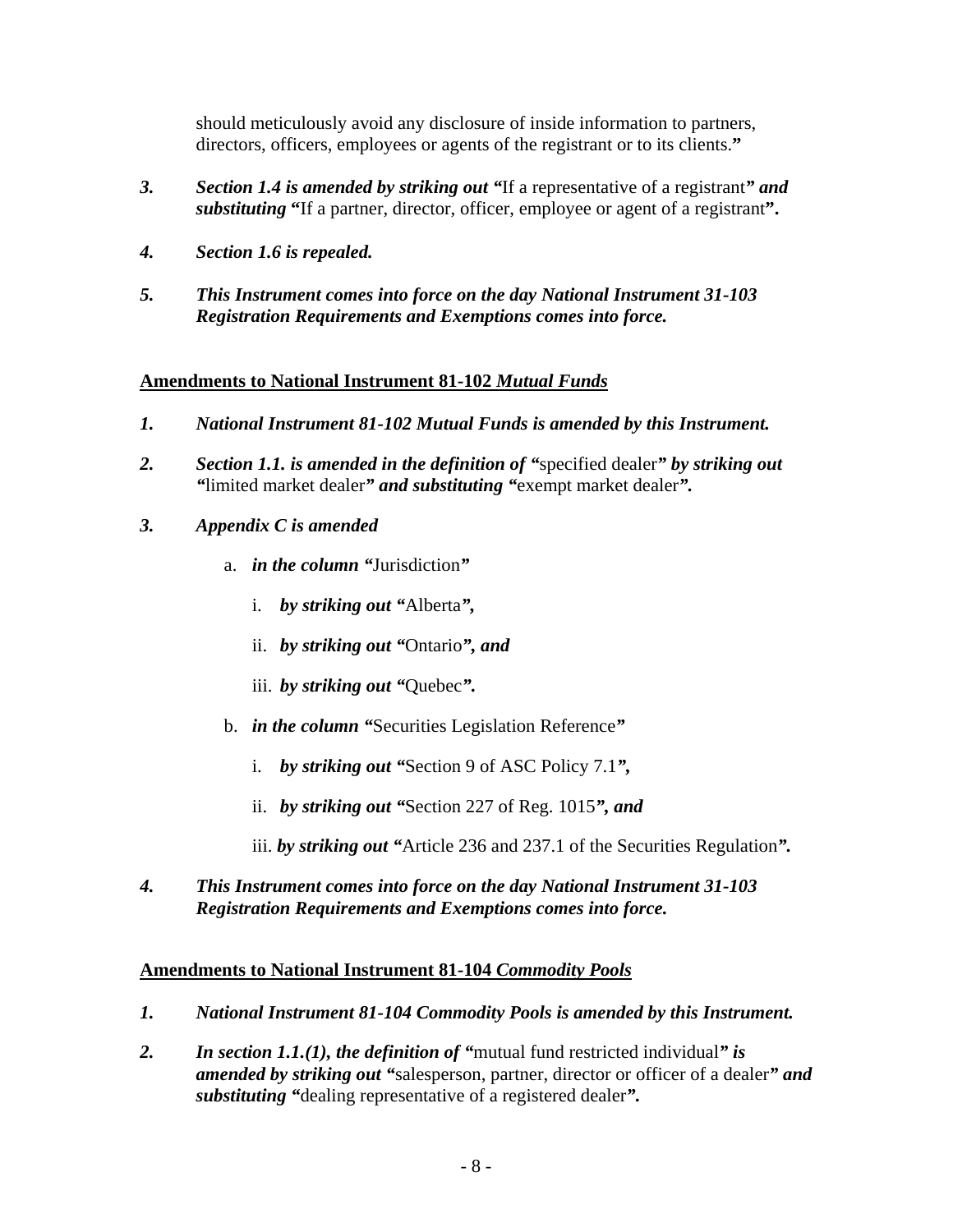should meticulously avoid any disclosure of inside information to partners, directors, officers, employees or agents of the registrant or to its clients."

*3.* ***Section 1.4 is amended by striking out*** "If a representative of a registrant" ***and substituting*** "If a partner, director, officer, employee or agent of a registrant".

***4. Section 1.6 is repealed.***

***5. This Instrument comes into force on the day National Instrument 31-103 Registration Requirements and Exemptions comes into force.***

**Amendments to National Instrument 81-102 *Mutual Funds***

***1. National Instrument 81-102 Mutual Funds is amended by this Instrument.***

*2.* ***Section 1.1. is amended in the definition of*** "specified dealer" ***by striking out*** "limited market dealer" ***and substituting*** "exempt market dealer".

***3. Appendix C is amended***

a. ***in the column*** "Jurisdiction"

i. ***by striking out*** "Alberta",

ii. ***by striking out*** "Ontario", ***and***

iii. ***by striking out*** "Quebec".

b. ***in the column*** "Securities Legislation Reference"

i. ***by striking out*** "Section 9 of ASC Policy 7.1",

ii. ***by striking out*** "Section 227 of Reg. 1015", ***and***

iii. ***by striking out*** "Article 236 and 237.1 of the Securities Regulation".

***4. This Instrument comes into force on the day National Instrument 31-103 Registration Requirements and Exemptions comes into force.***

**Amendments to National Instrument 81-104 *Commodity Pools***

***1. National Instrument 81-104 Commodity Pools is amended by this Instrument.***

*2.* ***In section 1.1.(1), the definition of*** "mutual fund restricted individual" ***is amended by striking out*** "salesperson, partner, director or officer of a dealer" ***and substituting*** "dealing representative of a registered dealer".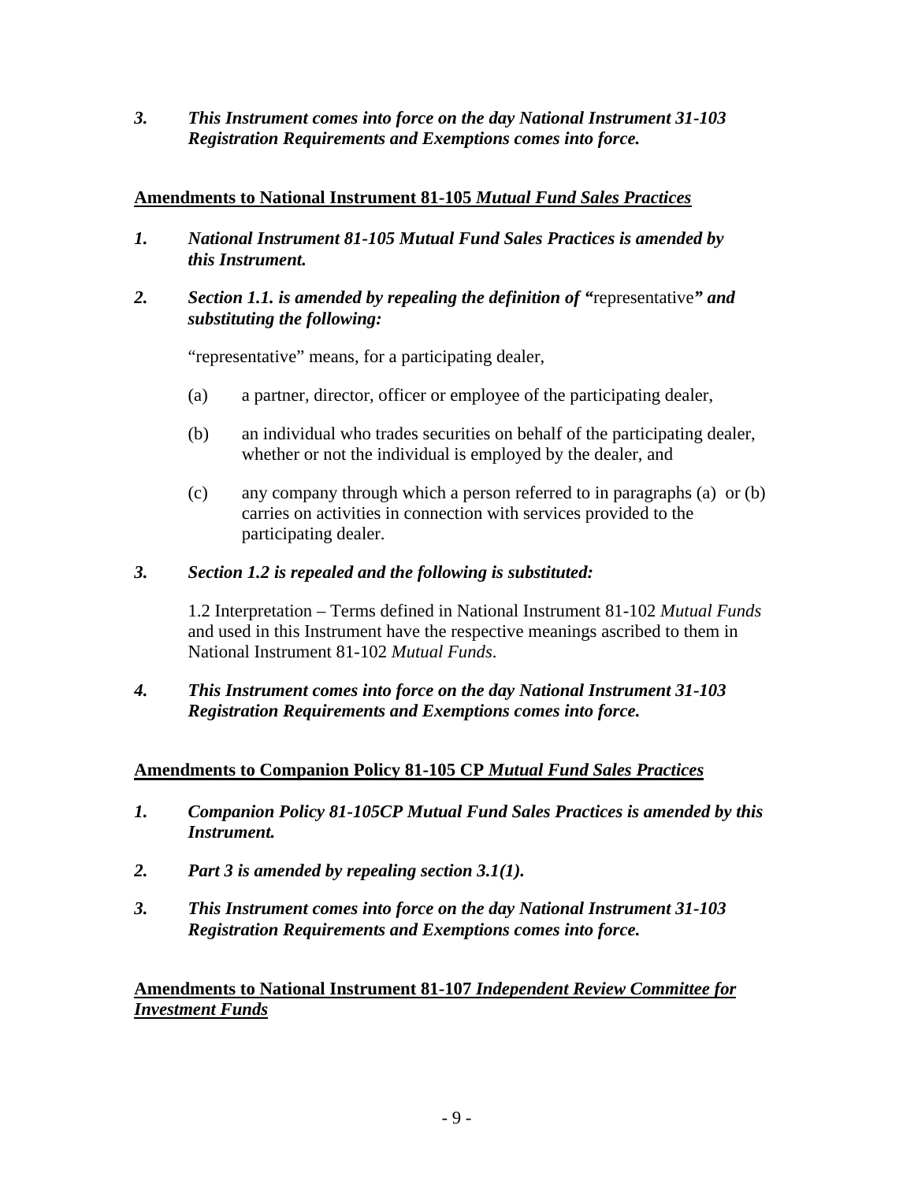*3. This Instrument comes into force on the day National Instrument 31-103 Registration Requirements and Exemptions comes into force.*

**Amendments to National Instrument 81-105 *Mutual Fund Sales Practices***

***1. National Instrument 81-105 Mutual Fund Sales Practices is amended by this Instrument.***

***2. Section 1.1. is amended by repealing the definition of "*****representative*****" and substituting the following:***

"representative" means, for a participating dealer,

(a) a partner, director, officer or employee of the participating dealer,

(b) an individual who trades securities on behalf of the participating dealer, whether or not the individual is employed by the dealer, and

(c) any company through which a person referred to in paragraphs (a) or (b) carries on activities in connection with services provided to the participating dealer.

***3. Section 1.2 is repealed and the following is substituted:***

1.2 Interpretation – Terms defined in National Instrument 81-102 *Mutual Funds* and used in this Instrument have the respective meanings ascribed to them in National Instrument 81-102 *Mutual Funds*.

***4. This Instrument comes into force on the day National Instrument 31-103 Registration Requirements and Exemptions comes into force.***

**Amendments to Companion Policy 81-105 CP *Mutual Fund Sales Practices***

***1. Companion Policy 81-105CP Mutual Fund Sales Practices is amended by this Instrument.***

***2. Part 3 is amended by repealing section 3.1(1).***

***3. This Instrument comes into force on the day National Instrument 31-103 Registration Requirements and Exemptions comes into force.***

**Amendments to National Instrument 81-107 *Independent Review Committee for Investment Funds***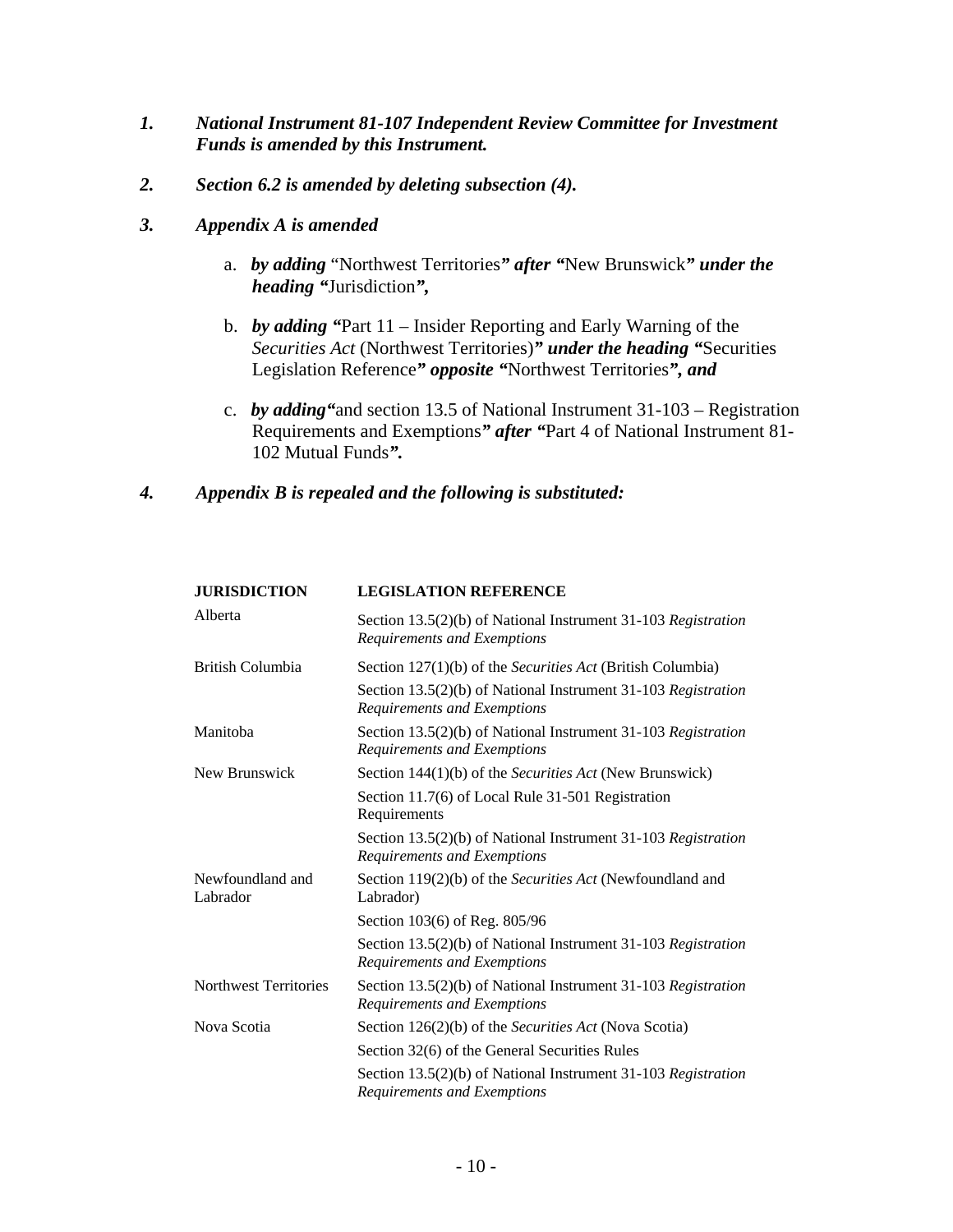***1. National Instrument 81-107 Independent Review Committee for Investment Funds is amended by this Instrument.***

***2. Section 6.2 is amended by deleting subsection (4).***

***3. Appendix A is amended***

a. ***by adding*** "Northwest Territories***" after "***New Brunswick***" under the heading "***Jurisdiction***",***

b. ***by adding "***Part 11 – Insider Reporting and Early Warning of the *Securities Act* (Northwest Territories)***" under the heading "***Securities Legislation Reference***" opposite "***Northwest Territories***", and***

c. ***by adding"***and section 13.5 of National Instrument 31-103 – Registration Requirements and Exemptions***" after "***Part 4 of National Instrument 81-102 Mutual Funds***".***

***4. Appendix B is repealed and the following is substituted:***

| **JURISDICTION** | **LEGISLATION REFERENCE** |
|---|---|
| Alberta | Section 13.5(2)(b) of National Instrument 31-103 *Registration Requirements and Exemptions* |
| British Columbia | Section 127(1)(b) of the *Securities Act* (British Columbia) |
| | Section 13.5(2)(b) of National Instrument 31-103 *Registration Requirements and Exemptions* |
| Manitoba | Section 13.5(2)(b) of National Instrument 31-103 *Registration Requirements and Exemptions* |
| New Brunswick | Section 144(1)(b) of the *Securities Act* (New Brunswick) |
| | Section 11.7(6) of Local Rule 31-501 Registration Requirements |
| | Section 13.5(2)(b) of National Instrument 31-103 *Registration Requirements and Exemptions* |
| Newfoundland and Labrador | Section 119(2)(b) of the *Securities Act* (Newfoundland and Labrador) |
| | Section 103(6) of Reg. 805/96 |
| | Section 13.5(2)(b) of National Instrument 31-103 *Registration Requirements and Exemptions* |
| Northwest Territories | Section 13.5(2)(b) of National Instrument 31-103 *Registration Requirements and Exemptions* |
| Nova Scotia | Section 126(2)(b) of the *Securities Act* (Nova Scotia) |
| | Section 32(6) of the General Securities Rules |
| | Section 13.5(2)(b) of National Instrument 31-103 *Registration Requirements and Exemptions* |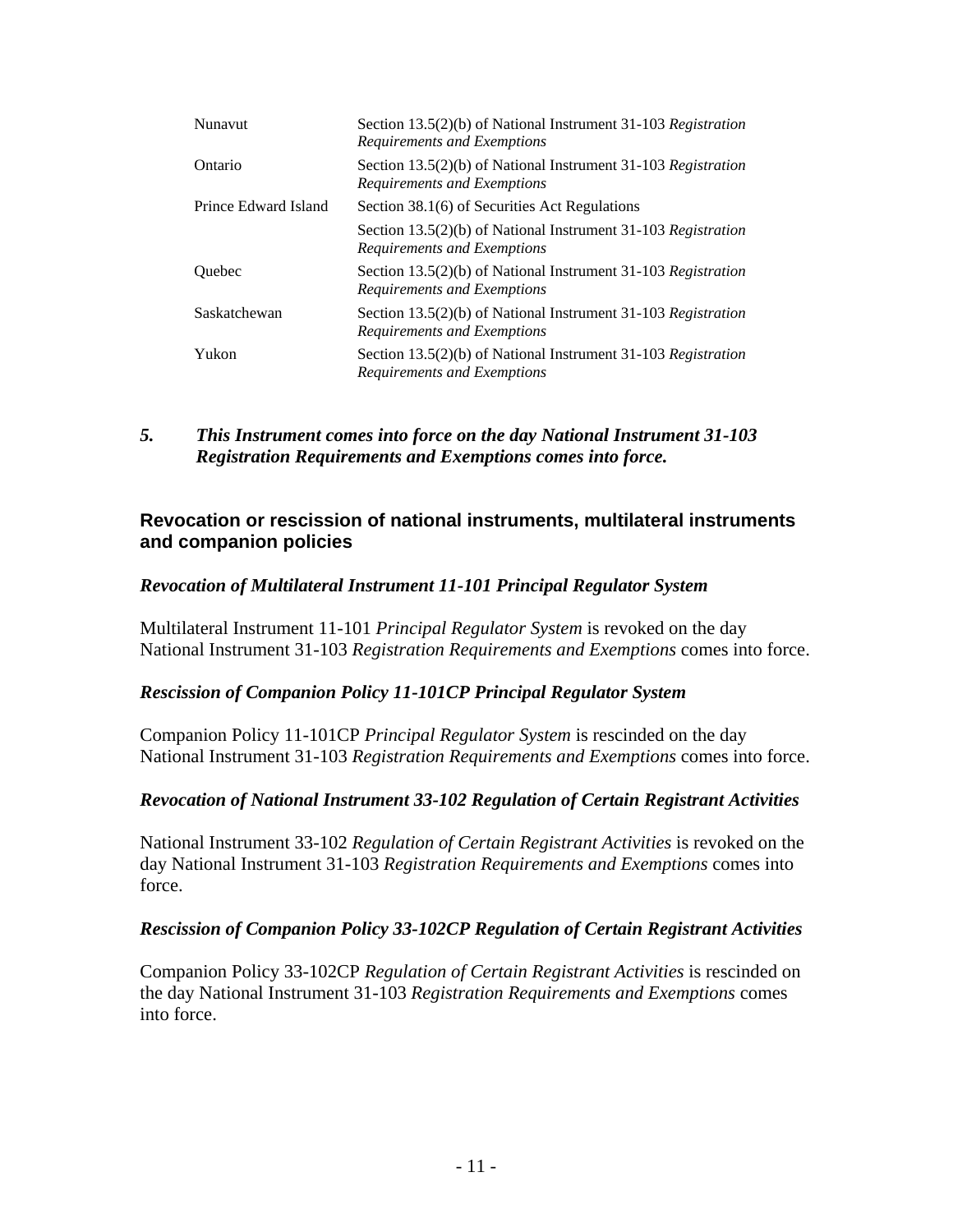| | |
|---|---|
| Nunavut | Section 13.5(2)(b) of National Instrument 31-103 *Registration Requirements and Exemptions* |
| Ontario | Section 13.5(2)(b) of National Instrument 31-103 *Registration Requirements and Exemptions* |
| Prince Edward Island | Section 38.1(6) of Securities Act Regulations |
| | Section 13.5(2)(b) of National Instrument 31-103 *Registration Requirements and Exemptions* |
| Quebec | Section 13.5(2)(b) of National Instrument 31-103 *Registration Requirements and Exemptions* |
| Saskatchewan | Section 13.5(2)(b) of National Instrument 31-103 *Registration Requirements and Exemptions* |
| Yukon | Section 13.5(2)(b) of National Instrument 31-103 *Registration Requirements and Exemptions* |

***5. This Instrument comes into force on the day National Instrument 31-103 Registration Requirements and Exemptions comes into force.***

## Revocation or rescission of national instruments, multilateral instruments and companion policies

### *Revocation of Multilateral Instrument 11-101 Principal Regulator System*

Multilateral Instrument 11-101 *Principal Regulator System* is revoked on the day National Instrument 31-103 *Registration Requirements and Exemptions* comes into force.

### *Rescission of Companion Policy 11-101CP Principal Regulator System*

Companion Policy 11-101CP *Principal Regulator System* is rescinded on the day National Instrument 31-103 *Registration Requirements and Exemptions* comes into force.

### *Revocation of National Instrument 33-102 Regulation of Certain Registrant Activities*

National Instrument 33-102 *Regulation of Certain Registrant Activities* is revoked on the day National Instrument 31-103 *Registration Requirements and Exemptions* comes into force.

### *Rescission of Companion Policy 33-102CP Regulation of Certain Registrant Activities*

Companion Policy 33-102CP *Regulation of Certain Registrant Activities* is rescinded on the day National Instrument 31-103 *Registration Requirements and Exemptions* comes into force.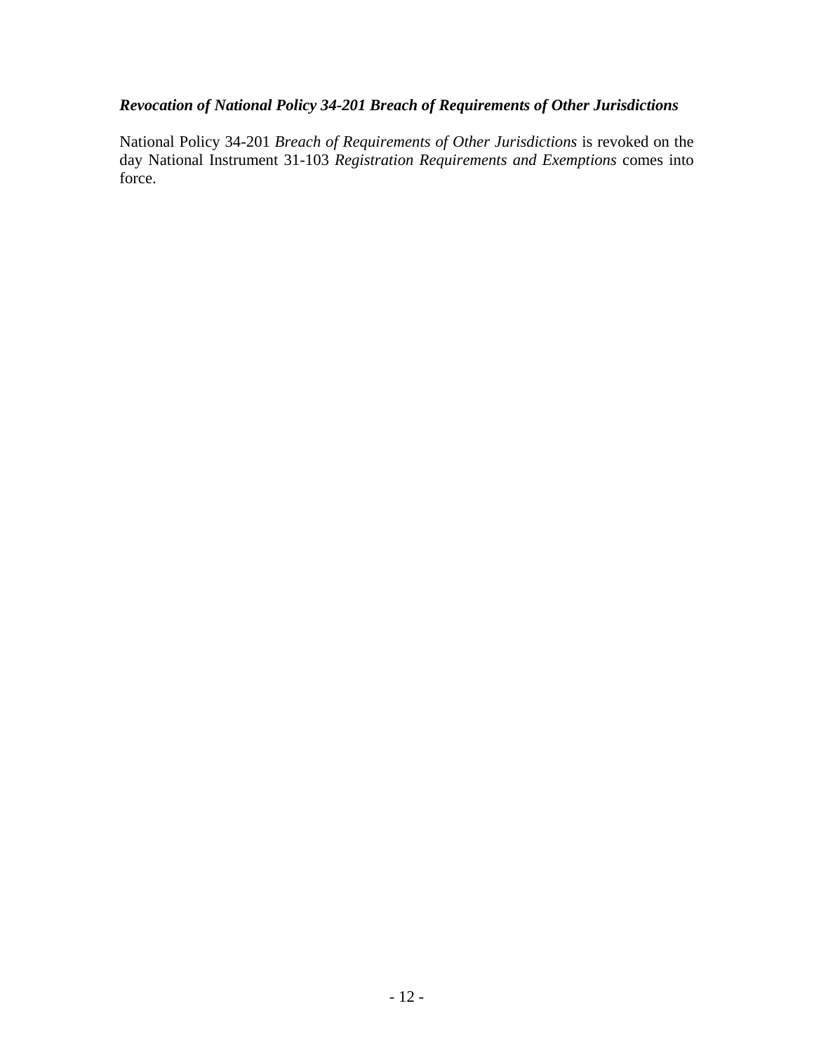***Revocation of National Policy 34-201 Breach of Requirements of Other Jurisdictions***

National Policy 34-201 *Breach of Requirements of Other Jurisdictions* is revoked on the day National Instrument 31-103 *Registration Requirements and Exemptions* comes into force.